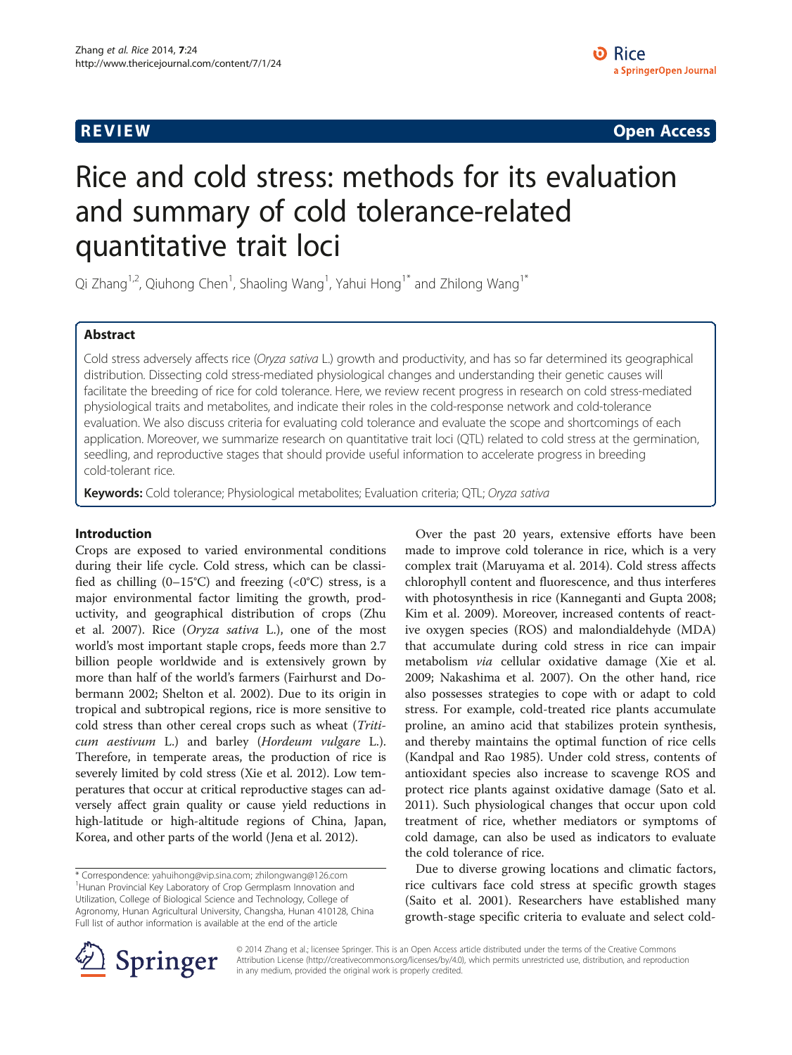REVIEW **Open Access**

# Rice and cold stress: methods for its evaluation and summary of cold tolerance-related quantitative trait loci

Qi Zhang[1,2], Qiuhong Chen[1], Shaoling Wang[1], Yahui Hong[1*] and Zhilong Wang[1*]

## Abstract

Cold stress adversely affects rice (*Oryza sativa* L.) growth and productivity, and has so far determined its geographical distribution. Dissecting cold stress-mediated physiological changes and understanding their genetic causes will facilitate the breeding of rice for cold tolerance. Here, we review recent progress in research on cold stress-mediated physiological traits and metabolites, and indicate their roles in the cold-response network and cold-tolerance evaluation. We also discuss criteria for evaluating cold tolerance and evaluate the scope and shortcomings of each application. Moreover, we summarize research on quantitative trait loci (QTL) related to cold stress at the germination, seedling, and reproductive stages that should provide useful information to accelerate progress in breeding cold-tolerant rice.

**Keywords:** Cold tolerance; Physiological metabolites; Evaluation criteria; QTL; *Oryza sativa*

## Introduction

Crops are exposed to varied environmental conditions during their life cycle. Cold stress, which can be classified as chilling (0–15°C) and freezing (<0°C) stress, is a major environmental factor limiting the growth, productivity, and geographical distribution of crops (Zhu et al. 2007). Rice (*Oryza sativa* L.), one of the most world's most important staple crops, feeds more than 2.7 billion people worldwide and is extensively grown by more than half of the world's farmers (Fairhurst and Dobermann 2002; Shelton et al. 2002). Due to its origin in tropical and subtropical regions, rice is more sensitive to cold stress than other cereal crops such as wheat (*Triticum aestivum* L.) and barley (*Hordeum vulgare* L.). Therefore, in temperate areas, the production of rice is severely limited by cold stress (Xie et al. 2012). Low temperatures that occur at critical reproductive stages can adversely affect grain quality or cause yield reductions in high-latitude or high-altitude regions of China, Japan, Korea, and other parts of the world (Jena et al. 2012).

Over the past 20 years, extensive efforts have been made to improve cold tolerance in rice, which is a very complex trait (Maruyama et al. 2014). Cold stress affects chlorophyll content and fluorescence, and thus interferes with photosynthesis in rice (Kanneganti and Gupta 2008; Kim et al. 2009). Moreover, increased contents of reactive oxygen species (ROS) and malondialdehyde (MDA) that accumulate during cold stress in rice can impair metabolism *via* cellular oxidative damage (Xie et al. 2009; Nakashima et al. 2007). On the other hand, rice also possesses strategies to cope with or adapt to cold stress. For example, cold-treated rice plants accumulate proline, an amino acid that stabilizes protein synthesis, and thereby maintains the optimal function of rice cells (Kandpal and Rao 1985). Under cold stress, contents of antioxidant species also increase to scavenge ROS and protect rice plants against oxidative damage (Sato et al. 2011). Such physiological changes that occur upon cold treatment of rice, whether mediators or symptoms of cold damage, can also be used as indicators to evaluate the cold tolerance of rice.

Due to diverse growing locations and climatic factors, rice cultivars face cold stress at specific growth stages (Saito et al. 2001). Researchers have established many growth-stage specific criteria to evaluate and select cold-

\* Correspondence: yahuihong@vip.sina.com; zhilongwang@126.com
[1]Hunan Provincial Key Laboratory of Crop Germplasm Innovation and Utilization, College of Biological Science and Technology, College of Agronomy, Hunan Agricultural University, Changsha, Hunan 410128, China
Full list of author information is available at the end of the article

© 2014 Zhang et al.; licensee Springer. This is an Open Access article distributed under the terms of the Creative Commons Attribution License (http://creativecommons.org/licenses/by/4.0), which permits unrestricted use, distribution, and reproduction in any medium, provided the original work is properly credited.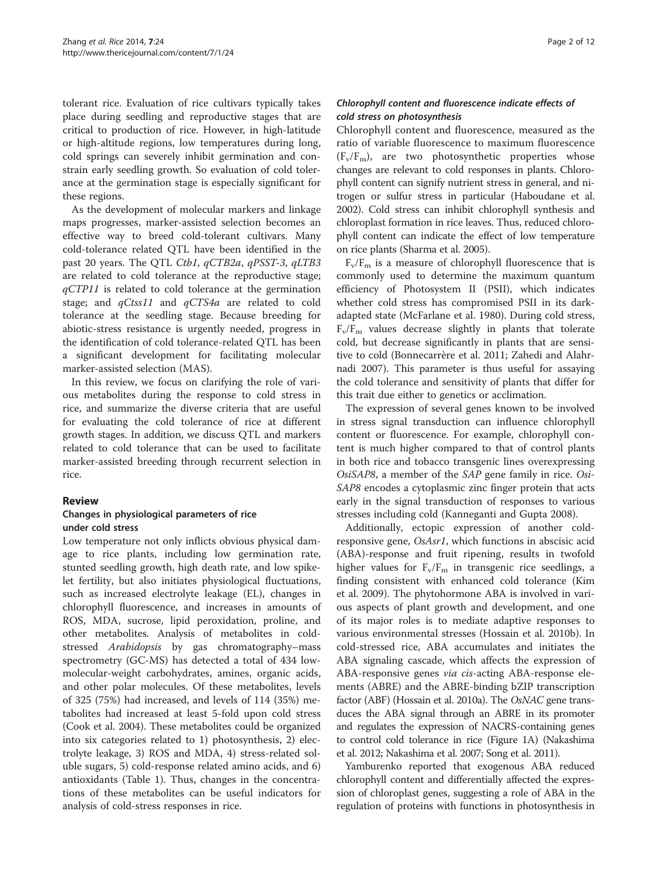tolerant rice. Evaluation of rice cultivars typically takes place during seedling and reproductive stages that are critical to production of rice. However, in high-latitude or high-altitude regions, low temperatures during long, cold springs can severely inhibit germination and constrain early seedling growth. So evaluation of cold tolerance at the germination stage is especially significant for these regions.

As the development of molecular markers and linkage maps progresses, marker-assisted selection becomes an effective way to breed cold-tolerant cultivars. Many cold-tolerance related QTL have been identified in the past 20 years. The QTL *Ctb1*, *qCTB2a*, *qPSST-3*, *qLTB3* are related to cold tolerance at the reproductive stage; *qCTP11* is related to cold tolerance at the germination stage; and *qCtss11* and *qCTS4a* are related to cold tolerance at the seedling stage. Because breeding for abiotic-stress resistance is urgently needed, progress in the identification of cold tolerance-related QTL has been a significant development for facilitating molecular marker-assisted selection (MAS).

In this review, we focus on clarifying the role of various metabolites during the response to cold stress in rice, and summarize the diverse criteria that are useful for evaluating the cold tolerance of rice at different growth stages. In addition, we discuss QTL and markers related to cold tolerance that can be used to facilitate marker-assisted breeding through recurrent selection in rice.

## Review

### Changes in physiological parameters of rice under cold stress

Low temperature not only inflicts obvious physical damage to rice plants, including low germination rate, stunted seedling growth, high death rate, and low spikelet fertility, but also initiates physiological fluctuations, such as increased electrolyte leakage (EL), changes in chlorophyll fluorescence, and increases in amounts of ROS, MDA, sucrose, lipid peroxidation, proline, and other metabolites. Analysis of metabolites in cold-stressed *Arabidopsis* by gas chromatography–mass spectrometry (GC-MS) has detected a total of 434 low-molecular-weight carbohydrates, amines, organic acids, and other polar molecules. Of these metabolites, levels of 325 (75%) had increased, and levels of 114 (35%) metabolites had increased at least 5-fold upon cold stress (Cook et al. 2004). These metabolites could be organized into six categories related to 1) photosynthesis, 2) electrolyte leakage, 3) ROS and MDA, 4) stress-related soluble sugars, 5) cold-response related amino acids, and 6) antioxidants (Table 1). Thus, changes in the concentrations of these metabolites can be useful indicators for analysis of cold-stress responses in rice.

#### *Chlorophyll content and fluorescence indicate effects of cold stress on photosynthesis*

Chlorophyll content and fluorescence, measured as the ratio of variable fluorescence to maximum fluorescence ($F_v/F_m$), are two photosynthetic properties whose changes are relevant to cold responses in plants. Chlorophyll content can signify nutrient stress in general, and nitrogen or sulfur stress in particular (Haboudane et al. 2002). Cold stress can inhibit chlorophyll synthesis and chloroplast formation in rice leaves. Thus, reduced chlorophyll content can indicate the effect of low temperature on rice plants (Sharma et al. 2005).

$F_v/F_m$ is a measure of chlorophyll fluorescence that is commonly used to determine the maximum quantum efficiency of Photosystem II (PSII), which indicates whether cold stress has compromised PSII in its dark-adapted state (McFarlane et al. 1980). During cold stress, $F_v/F_m$ values decrease slightly in plants that tolerate cold, but decrease significantly in plants that are sensitive to cold (Bonnecarrère et al. 2011; Zahedi and Alahrnadi 2007). This parameter is thus useful for assaying the cold tolerance and sensitivity of plants that differ for this trait due either to genetics or acclimation.

The expression of several genes known to be involved in stress signal transduction can influence chlorophyll content or fluorescence. For example, chlorophyll content is much higher compared to that of control plants in both rice and tobacco transgenic lines overexpressing *OsiSAP8*, a member of the *SAP* gene family in rice. *OsiSAP8* encodes a cytoplasmic zinc finger protein that acts early in the signal transduction of responses to various stresses including cold (Kanneganti and Gupta 2008).

Additionally, ectopic expression of another cold-responsive gene, *OsAsr1*, which functions in abscisic acid (ABA)-response and fruit ripening, results in twofold higher values for $F_v/F_m$ in transgenic rice seedlings, a finding consistent with enhanced cold tolerance (Kim et al. 2009). The phytohormone ABA is involved in various aspects of plant growth and development, and one of its major roles is to mediate adaptive responses to various environmental stresses (Hossain et al. 2010b). In cold-stressed rice, ABA accumulates and initiates the ABA signaling cascade, which affects the expression of ABA-responsive genes *via cis*-acting ABA-response elements (ABRE) and the ABRE-binding bZIP transcription factor (ABF) (Hossain et al. 2010a). The *OsNAC* gene transduces the ABA signal through an ABRE in its promoter and regulates the expression of NACRS-containing genes to control cold tolerance in rice (Figure 1A) (Nakashima et al. 2012; Nakashima et al. 2007; Song et al. 2011).

Yamburenko reported that exogenous ABA reduced chlorophyll content and differentially affected the expression of chloroplast genes, suggesting a role of ABA in the regulation of proteins with functions in photosynthesis in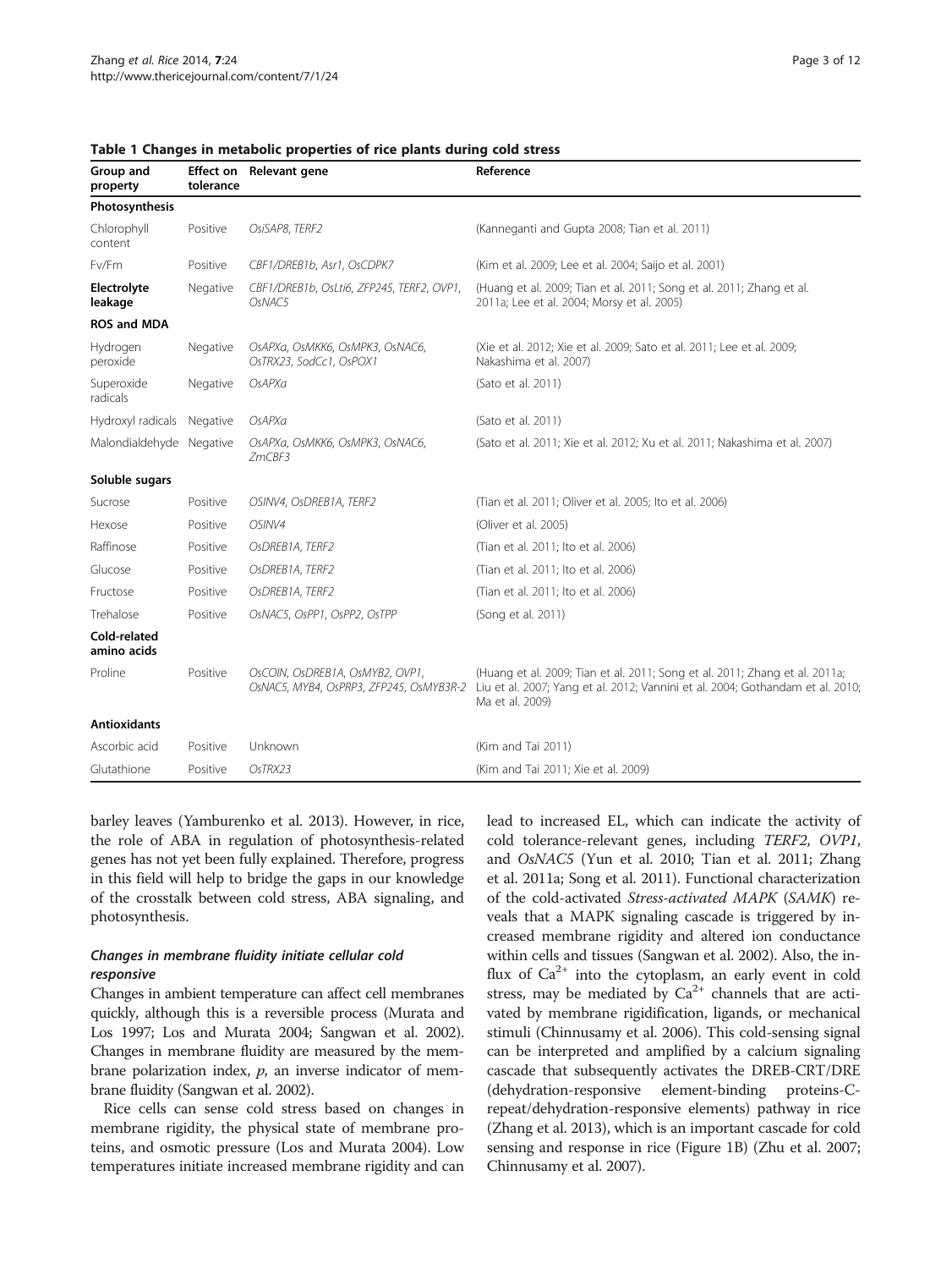**Table 1 Changes in metabolic properties of rice plants during cold stress**

| Group and property | Effect on tolerance | Relevant gene | Reference |
|---|---|---|---|
| **Photosynthesis** | | | |
| Chlorophyll content | Positive | *OsiSAP8, TERF2* | (Kanneganti and Gupta 2008; Tian et al. 2011) |
| Fv/Fm | Positive | *CBF1/DREB1b, Asr1, OsCDPK7* | (Kim et al. 2009; Lee et al. 2004; Saijo et al. 2001) |
| **Electrolyte leakage** | Negative | *CBF1/DREB1b, OsLti6, ZFP245, TERF2, OVP1, OsNAC5* | (Huang et al. 2009; Tian et al. 2011; Song et al. 2011; Zhang et al. 2011a; Lee et al. 2004; Morsy et al. 2005) |
| **ROS and MDA** | | | |
| Hydrogen peroxide | Negative | *OsAPXa, OsMKK6, OsMPK3, OsNAC6, OsTRX23, SodCc1, OsPOX1* | (Xie et al. 2012; Xie et al. 2009; Sato et al. 2011; Lee et al. 2009; Nakashima et al. 2007) |
| Superoxide radicals | Negative | *OsAPXa* | (Sato et al. 2011) |
| Hydroxyl radicals | Negative | *OsAPXa* | (Sato et al. 2011) |
| Malondialdehyde | Negative | *OsAPXa, OsMKK6, OsMPK3, OsNAC6, ZmCBF3* | (Sato et al. 2011; Xie et al. 2012; Xu et al. 2011; Nakashima et al. 2007) |
| **Soluble sugars** | | | |
| Sucrose | Positive | *OSINV4, OsDREB1A, TERF2* | (Tian et al. 2011; Oliver et al. 2005; Ito et al. 2006) |
| Hexose | Positive | *OSINV4* | (Oliver et al. 2005) |
| Raffinose | Positive | *OsDREB1A, TERF2* | (Tian et al. 2011; Ito et al. 2006) |
| Glucose | Positive | *OsDREB1A, TERF2* | (Tian et al. 2011; Ito et al. 2006) |
| Fructose | Positive | *OsDREB1A, TERF2* | (Tian et al. 2011; Ito et al. 2006) |
| Trehalose | Positive | *OsNAC5, OsPP1, OsPP2, OsTPP* | (Song et al. 2011) |
| **Cold-related amino acids** | | | |
| Proline | Positive | *OsCOIN, OsDREB1A, OsMYB2, OVP1, OsNAC5, MYB4, OsPRP3, ZFP245, OsMYB3R-2* | (Huang et al. 2009; Tian et al. 2011; Song et al. 2011; Zhang et al. 2011a; Liu et al. 2007; Yang et al. 2012; Vannini et al. 2004; Gothandam et al. 2010; Ma et al. 2009) |
| **Antioxidants** | | | |
| Ascorbic acid | Positive | Unknown | (Kim and Tai 2011) |
| Glutathione | Positive | *OsTRX23* | (Kim and Tai 2011; Xie et al. 2009) |

barley leaves (Yamburenko et al. 2013). However, in rice, the role of ABA in regulation of photosynthesis-related genes has not yet been fully explained. Therefore, progress in this field will help to bridge the gaps in our knowledge of the crosstalk between cold stress, ABA signaling, and photosynthesis.

### *Changes in membrane fluidity initiate cellular cold responsive*

Changes in ambient temperature can affect cell membranes quickly, although this is a reversible process (Murata and Los 1997; Los and Murata 2004; Sangwan et al. 2002). Changes in membrane fluidity are measured by the membrane polarization index, $p$, an inverse indicator of membrane fluidity (Sangwan et al. 2002).

Rice cells can sense cold stress based on changes in membrane rigidity, the physical state of membrane proteins, and osmotic pressure (Los and Murata 2004). Low temperatures initiate increased membrane rigidity and can lead to increased EL, which can indicate the activity of cold tolerance-relevant genes, including *TERF2*, *OVP1*, and *OsNAC5* (Yun et al. 2010; Tian et al. 2011; Zhang et al. 2011a; Song et al. 2011). Functional characterization of the cold-activated *Stress-activated MAPK* (*SAMK*) reveals that a MAPK signaling cascade is triggered by increased membrane rigidity and altered ion conductance within cells and tissues (Sangwan et al. 2002). Also, the influx of $Ca^{2+}$ into the cytoplasm, an early event in cold stress, may be mediated by $Ca^{2+}$ channels that are activated by membrane rigidification, ligands, or mechanical stimuli (Chinnusamy et al. 2006). This cold-sensing signal can be interpreted and amplified by a calcium signaling cascade that subsequently activates the DREB-CRT/DRE (dehydration-responsive element-binding proteins-C-repeat/dehydration-responsive elements) pathway in rice (Zhang et al. 2013), which is an important cascade for cold sensing and response in rice (Figure 1B) (Zhu et al. 2007; Chinnusamy et al. 2007).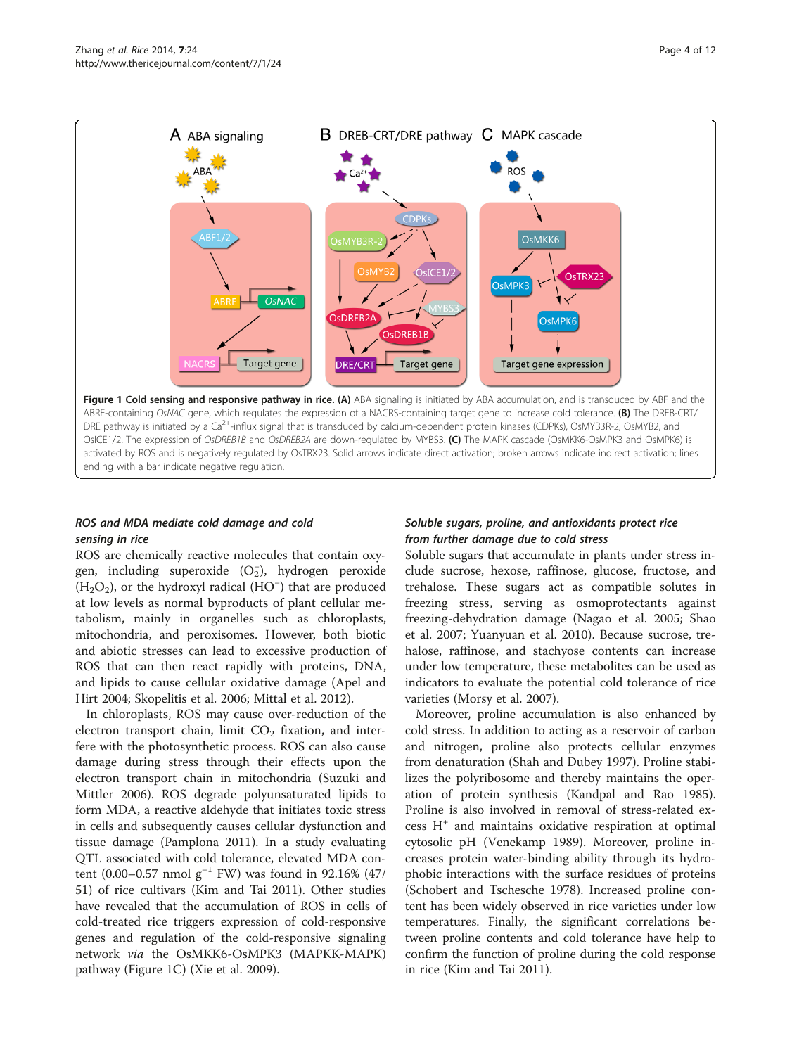**Figure 1 Cold sensing and responsive pathway in rice. (A)** ABA signaling is initiated by ABA accumulation, and is transduced by ABF and the ABRE-containing *OsNAC* gene, which regulates the expression of a NACRS-containing target gene to increase cold tolerance. **(B)** The DREB-CRT/DRE pathway is initiated by a $Ca^{2+}$-influx signal that is transduced by calcium-dependent protein kinases (CDPKs), OsMYB3R-2, OsMYB2, and OsICE1/2. The expression of *OsDREB1B* and *OsDREB2A* are down-regulated by MYBS3. **(C)** The MAPK cascade (OsMKK6-OsMPK3 and OsMPK6) is activated by ROS and is negatively regulated by OsTRX23. Solid arrows indicate direct activation; broken arrows indicate indirect activation; lines ending with a bar indicate negative regulation.

### ROS and MDA mediate cold damage and cold sensing in rice

ROS are chemically reactive molecules that contain oxygen, including superoxide ($O_2^-$), hydrogen peroxide ($H_2O_2$), or the hydroxyl radical ($HO^-$) that are produced at low levels as normal byproducts of plant cellular metabolism, mainly in organelles such as chloroplasts, mitochondria, and peroxisomes. However, both biotic and abiotic stresses can lead to excessive production of ROS that can then react rapidly with proteins, DNA, and lipids to cause cellular oxidative damage (Apel and Hirt 2004; Skopelitis et al. 2006; Mittal et al. 2012).

In chloroplasts, ROS may cause over-reduction of the electron transport chain, limit $CO_2$ fixation, and interfere with the photosynthetic process. ROS can also cause damage during stress through their effects upon the electron transport chain in mitochondria (Suzuki and Mittler 2006). ROS degrade polyunsaturated lipids to form MDA, a reactive aldehyde that initiates toxic stress in cells and subsequently causes cellular dysfunction and tissue damage (Pamplona 2011). In a study evaluating QTL associated with cold tolerance, elevated MDA content (0.00–0.57 nmol $g^{-1}$ FW) was found in 92.16% (47/51) of rice cultivars (Kim and Tai 2011). Other studies have revealed that the accumulation of ROS in cells of cold-treated rice triggers expression of cold-responsive genes and regulation of the cold-responsive signaling network *via* the OsMKK6-OsMPK3 (MAPKK-MAPK) pathway (Figure 1C) (Xie et al. 2009).

### Soluble sugars, proline, and antioxidants protect rice from further damage due to cold stress

Soluble sugars that accumulate in plants under stress include sucrose, hexose, raffinose, glucose, fructose, and trehalose. These sugars act as compatible solutes in freezing stress, serving as osmoprotectants against freezing-dehydration damage (Nagao et al. 2005; Shao et al. 2007; Yuanyuan et al. 2010). Because sucrose, trehalose, raffinose, and stachyose contents can increase under low temperature, these metabolites can be used as indicators to evaluate the potential cold tolerance of rice varieties (Morsy et al. 2007).

Moreover, proline accumulation is also enhanced by cold stress. In addition to acting as a reservoir of carbon and nitrogen, proline also protects cellular enzymes from denaturation (Shah and Dubey 1997). Proline stabilizes the polyribosome and thereby maintains the operation of protein synthesis (Kandpal and Rao 1985). Proline is also involved in removal of stress-related excess $H^+$ and maintains oxidative respiration at optimal cytosolic pH (Venekamp 1989). Moreover, proline increases protein water-binding ability through its hydrophobic interactions with the surface residues of proteins (Schobert and Tschesche 1978). Increased proline content has been widely observed in rice varieties under low temperatures. Finally, the significant correlations between proline contents and cold tolerance have help to confirm the function of proline during the cold response in rice (Kim and Tai 2011).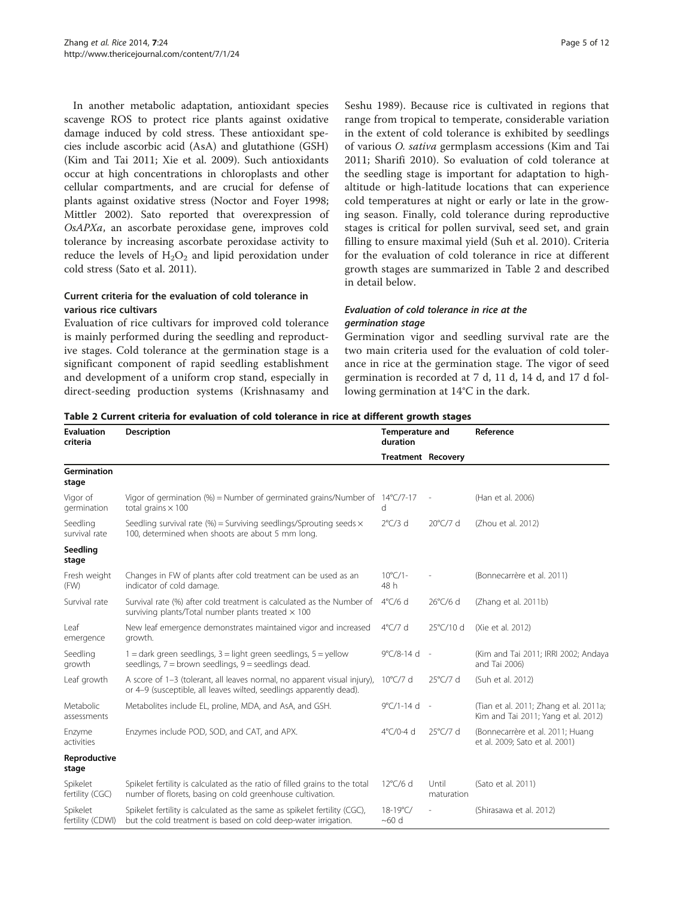In another metabolic adaptation, antioxidant species scavenge ROS to protect rice plants against oxidative damage induced by cold stress. These antioxidant species include ascorbic acid (AsA) and glutathione (GSH) (Kim and Tai 2011; Xie et al. 2009). Such antioxidants occur at high concentrations in chloroplasts and other cellular compartments, and are crucial for defense of plants against oxidative stress (Noctor and Foyer 1998; Mittler 2002). Sato reported that overexpression of *OsAPXa*, an ascorbate peroxidase gene, improves cold tolerance by increasing ascorbate peroxidase activity to reduce the levels of $H_2O_2$ and lipid peroxidation under cold stress (Sato et al. 2011).

### Current criteria for the evaluation of cold tolerance in various rice cultivars

Evaluation of rice cultivars for improved cold tolerance is mainly performed during the seedling and reproductive stages. Cold tolerance at the germination stage is a significant component of rapid seedling establishment and development of a uniform crop stand, especially in direct-seeding production systems (Krishnasamy and Seshu 1989). Because rice is cultivated in regions that range from tropical to temperate, considerable variation in the extent of cold tolerance is exhibited by seedlings of various *O. sativa* germplasm accessions (Kim and Tai 2011; Sharifi 2010). So evaluation of cold tolerance at the seedling stage is important for adaptation to high-altitude or high-latitude locations that can experience cold temperatures at night or early or late in the growing season. Finally, cold tolerance during reproductive stages is critical for pollen survival, seed set, and grain filling to ensure maximal yield (Suh et al. 2010). Criteria for the evaluation of cold tolerance in rice at different growth stages are summarized in Table 2 and described in detail below.

#### *Evaluation of cold tolerance in rice at the germination stage*

Germination vigor and seedling survival rate are the two main criteria used for the evaluation of cold tolerance in rice at the germination stage. The vigor of seed germination is recorded at 7 d, 11 d, 14 d, and 17 d following germination at 14°C in the dark.

**Table 2 Current criteria for evaluation of cold tolerance in rice at different growth stages**

| Evaluation criteria | Description | Temperature and duration | | Reference |
|---|---|---|---|---|
| | | Treatment | Recovery | |
| **Germination stage** | | | | |
| Vigor of germination | Vigor of germination (%) = Number of germinated grains/Number of total grains × 100 | 14°C/7-17 d | - | (Han et al. 2006) |
| Seedling survival rate | Seedling survival rate (%) = Surviving seedlings/Sprouting seeds × 100, determined when shoots are about 5 mm long. | 2°C/3 d | 20°C/7 d | (Zhou et al. 2012) |
| **Seedling stage** | | | | |
| Fresh weight (FW) | Changes in FW of plants after cold treatment can be used as an indicator of cold damage. | 10°C/1-48 h | - | (Bonnecarrère et al. 2011) |
| Survival rate | Survival rate (%) after cold treatment is calculated as the Number of surviving plants/Total number plants treated × 100 | 4°C/6 d | 26°C/6 d | (Zhang et al. 2011b) |
| Leaf emergence | New leaf emergence demonstrates maintained vigor and increased growth. | 4°C/7 d | 25°C/10 d | (Xie et al. 2012) |
| Seedling growth | 1 = dark green seedlings, 3 = light green seedlings, 5 = yellow seedlings, 7 = brown seedlings, 9 = seedlings dead. | 9°C/8-14 d | - | (Kim and Tai 2011; IRRI 2002; Andaya and Tai 2006) |
| Leaf growth | A score of 1–3 (tolerant, all leaves normal, no apparent visual injury), or 4–9 (susceptible, all leaves wilted, seedlings apparently dead). | 10°C/7 d | 25°C/7 d | (Suh et al. 2012) |
| Metabolic assessments | Metabolites include EL, proline, MDA, and AsA, and GSH. | 9°C/1-14 d | - | (Tian et al. 2011; Zhang et al. 2011a; Kim and Tai 2011; Yang et al. 2012) |
| Enzyme activities | Enzymes include POD, SOD, and CAT, and APX. | 4°C/0-4 d | 25°C/7 d | (Bonnecarrère et al. 2011; Huang et al. 2009; Sato et al. 2001) |
| **Reproductive stage** | | | | |
| Spikelet fertility (CGC) | Spikelet fertility is calculated as the ratio of filled grains to the total number of florets, basing on cold greenhouse cultivation. | 12°C/6 d | Until maturation | (Sato et al. 2011) |
| Spikelet fertility (CDWI) | Spikelet fertility is calculated as the same as spikelet fertility (CGC), but the cold treatment is based on cold deep-water irrigation. | 18-19°C/ ~60 d | - | (Shirasawa et al. 2012) |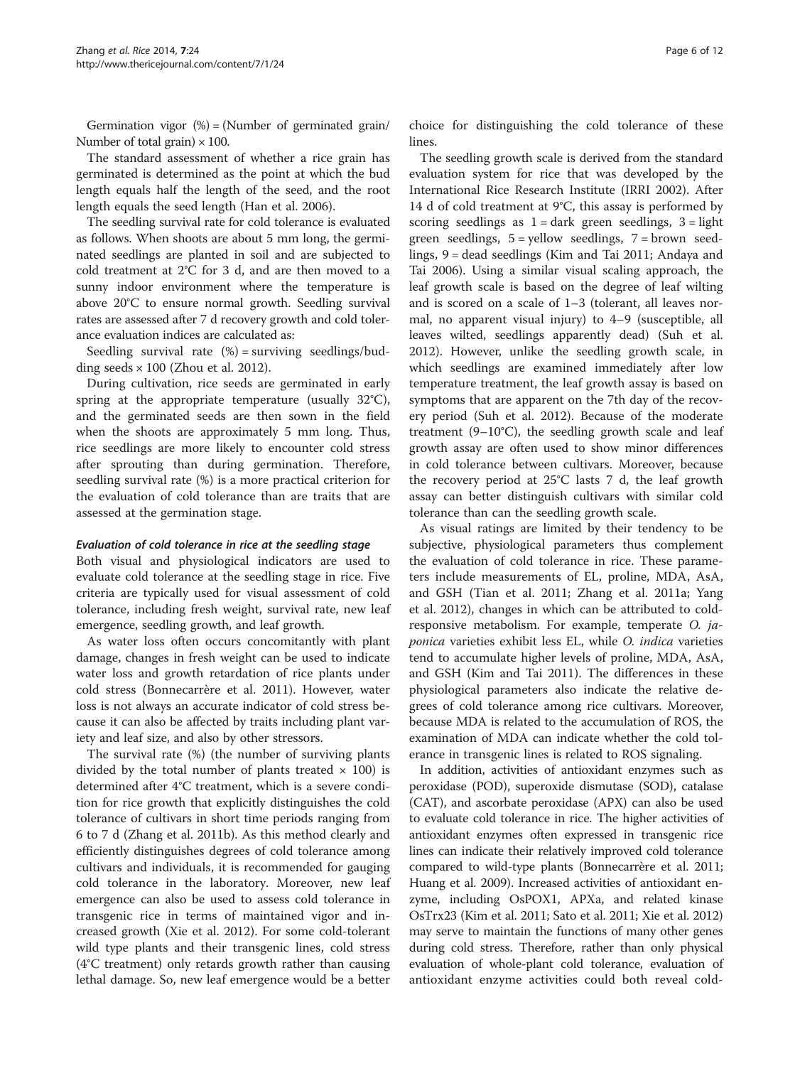Germination vigor (%) = (Number of germinated grain/ Number of total grain) × 100.

The standard assessment of whether a rice grain has germinated is determined as the point at which the bud length equals half the length of the seed, and the root length equals the seed length (Han et al. 2006).

The seedling survival rate for cold tolerance is evaluated as follows. When shoots are about 5 mm long, the germinated seedlings are planted in soil and are subjected to cold treatment at 2°C for 3 d, and are then moved to a sunny indoor environment where the temperature is above 20°C to ensure normal growth. Seedling survival rates are assessed after 7 d recovery growth and cold tolerance evaluation indices are calculated as:

Seedling survival rate (%) = surviving seedlings/budding seeds × 100 (Zhou et al. 2012).

During cultivation, rice seeds are germinated in early spring at the appropriate temperature (usually 32°C), and the germinated seeds are then sown in the field when the shoots are approximately 5 mm long. Thus, rice seedlings are more likely to encounter cold stress after sprouting than during germination. Therefore, seedling survival rate (%) is a more practical criterion for the evaluation of cold tolerance than are traits that are assessed at the germination stage.

#### *Evaluation of cold tolerance in rice at the seedling stage*

Both visual and physiological indicators are used to evaluate cold tolerance at the seedling stage in rice. Five criteria are typically used for visual assessment of cold tolerance, including fresh weight, survival rate, new leaf emergence, seedling growth, and leaf growth.

As water loss often occurs concomitantly with plant damage, changes in fresh weight can be used to indicate water loss and growth retardation of rice plants under cold stress (Bonnecarrère et al. 2011). However, water loss is not always an accurate indicator of cold stress because it can also be affected by traits including plant variety and leaf size, and also by other stressors.

The survival rate (%) (the number of surviving plants divided by the total number of plants treated × 100) is determined after 4°C treatment, which is a severe condition for rice growth that explicitly distinguishes the cold tolerance of cultivars in short time periods ranging from 6 to 7 d (Zhang et al. 2011b). As this method clearly and efficiently distinguishes degrees of cold tolerance among cultivars and individuals, it is recommended for gauging cold tolerance in the laboratory. Moreover, new leaf emergence can also be used to assess cold tolerance in transgenic rice in terms of maintained vigor and increased growth (Xie et al. 2012). For some cold-tolerant wild type plants and their transgenic lines, cold stress (4°C treatment) only retards growth rather than causing lethal damage. So, new leaf emergence would be a better choice for distinguishing the cold tolerance of these lines.

The seedling growth scale is derived from the standard evaluation system for rice that was developed by the International Rice Research Institute (IRRI 2002). After 14 d of cold treatment at 9°C, this assay is performed by scoring seedlings as 1 = dark green seedlings, 3 = light green seedlings, 5 = yellow seedlings, 7 = brown seedlings, 9 = dead seedlings (Kim and Tai 2011; Andaya and Tai 2006). Using a similar visual scaling approach, the leaf growth scale is based on the degree of leaf wilting and is scored on a scale of 1–3 (tolerant, all leaves normal, no apparent visual injury) to 4–9 (susceptible, all leaves wilted, seedlings apparently dead) (Suh et al. 2012). However, unlike the seedling growth scale, in which seedlings are examined immediately after low temperature treatment, the leaf growth assay is based on symptoms that are apparent on the 7th day of the recovery period (Suh et al. 2012). Because of the moderate treatment (9–10°C), the seedling growth scale and leaf growth assay are often used to show minor differences in cold tolerance between cultivars. Moreover, because the recovery period at 25°C lasts 7 d, the leaf growth assay can better distinguish cultivars with similar cold tolerance than can the seedling growth scale.

As visual ratings are limited by their tendency to be subjective, physiological parameters thus complement the evaluation of cold tolerance in rice. These parameters include measurements of EL, proline, MDA, AsA, and GSH (Tian et al. 2011; Zhang et al. 2011a; Yang et al. 2012), changes in which can be attributed to cold-responsive metabolism. For example, temperate *O. japonica* varieties exhibit less EL, while *O. indica* varieties tend to accumulate higher levels of proline, MDA, AsA, and GSH (Kim and Tai 2011). The differences in these physiological parameters also indicate the relative degrees of cold tolerance among rice cultivars. Moreover, because MDA is related to the accumulation of ROS, the examination of MDA can indicate whether the cold tolerance in transgenic lines is related to ROS signaling.

In addition, activities of antioxidant enzymes such as peroxidase (POD), superoxide dismutase (SOD), catalase (CAT), and ascorbate peroxidase (APX) can also be used to evaluate cold tolerance in rice. The higher activities of antioxidant enzymes often expressed in transgenic rice lines can indicate their relatively improved cold tolerance compared to wild-type plants (Bonnecarrère et al. 2011; Huang et al. 2009). Increased activities of antioxidant enzyme, including OsPOX1, APXa, and related kinase OsTrx23 (Kim et al. 2011; Sato et al. 2011; Xie et al. 2012) may serve to maintain the functions of many other genes during cold stress. Therefore, rather than only physical evaluation of whole-plant cold tolerance, evaluation of antioxidant enzyme activities could both reveal cold-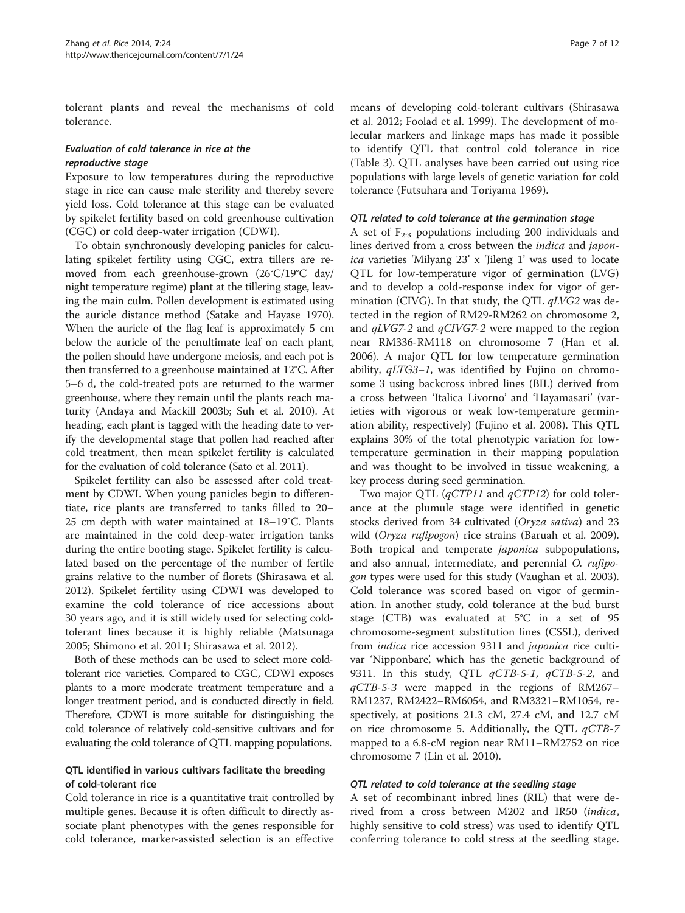tolerant plants and reveal the mechanisms of cold tolerance.

### *Evaluation of cold tolerance in rice at the reproductive stage*

Exposure to low temperatures during the reproductive stage in rice can cause male sterility and thereby severe yield loss. Cold tolerance at this stage can be evaluated by spikelet fertility based on cold greenhouse cultivation (CGC) or cold deep-water irrigation (CDWI).

To obtain synchronously developing panicles for calculating spikelet fertility using CGC, extra tillers are removed from each greenhouse-grown (26°C/19°C day/night temperature regime) plant at the tillering stage, leaving the main culm. Pollen development is estimated using the auricle distance method (Satake and Hayase 1970). When the auricle of the flag leaf is approximately 5 cm below the auricle of the penultimate leaf on each plant, the pollen should have undergone meiosis, and each pot is then transferred to a greenhouse maintained at 12°C. After 5–6 d, the cold-treated pots are returned to the warmer greenhouse, where they remain until the plants reach maturity (Andaya and Mackill 2003b; Suh et al. 2010). At heading, each plant is tagged with the heading date to verify the developmental stage that pollen had reached after cold treatment, then mean spikelet fertility is calculated for the evaluation of cold tolerance (Sato et al. 2011).

Spikelet fertility can also be assessed after cold treatment by CDWI. When young panicles begin to differentiate, rice plants are transferred to tanks filled to 20–25 cm depth with water maintained at 18–19°C. Plants are maintained in the cold deep-water irrigation tanks during the entire booting stage. Spikelet fertility is calculated based on the percentage of the number of fertile grains relative to the number of florets (Shirasawa et al. 2012). Spikelet fertility using CDWI was developed to examine the cold tolerance of rice accessions about 30 years ago, and it is still widely used for selecting cold-tolerant lines because it is highly reliable (Matsunaga 2005; Shimono et al. 2011; Shirasawa et al. 2012).

Both of these methods can be used to select more cold-tolerant rice varieties. Compared to CGC, CDWI exposes plants to a more moderate treatment temperature and a longer treatment period, and is conducted directly in field. Therefore, CDWI is more suitable for distinguishing the cold tolerance of relatively cold-sensitive cultivars and for evaluating the cold tolerance of QTL mapping populations.

## QTL identified in various cultivars facilitate the breeding of cold-tolerant rice

Cold tolerance in rice is a quantitative trait controlled by multiple genes. Because it is often difficult to directly associate plant phenotypes with the genes responsible for cold tolerance, marker-assisted selection is an effective means of developing cold-tolerant cultivars (Shirasawa et al. 2012; Foolad et al. 1999). The development of molecular markers and linkage maps has made it possible to identify QTL that control cold tolerance in rice (Table 3). QTL analyses have been carried out using rice populations with large levels of genetic variation for cold tolerance (Futsuhara and Toriyama 1969).

### *QTL related to cold tolerance at the germination stage*

A set of $F_{2:3}$ populations including 200 individuals and lines derived from a cross between the *indica* and *japonica* varieties 'Milyang 23' x 'Jileng 1' was used to locate QTL for low-temperature vigor of germination (LVG) and to develop a cold-response index for vigor of germination (CIVG). In that study, the QTL *qLVG2* was detected in the region of RM29-RM262 on chromosome 2, and *qLVG7-2* and *qCIVG7-2* were mapped to the region near RM336-RM118 on chromosome 7 (Han et al. 2006). A major QTL for low temperature germination ability, *qLTG3–1*, was identified by Fujino on chromosome 3 using backcross inbred lines (BIL) derived from a cross between 'Italica Livorno' and 'Hayamasari' (varieties with vigorous or weak low-temperature germination ability, respectively) (Fujino et al. 2008). This QTL explains 30% of the total phenotypic variation for low-temperature germination in their mapping population and was thought to be involved in tissue weakening, a key process during seed germination.

Two major QTL (*qCTP11* and *qCTP12*) for cold tolerance at the plumule stage were identified in genetic stocks derived from 34 cultivated (*Oryza sativa*) and 23 wild (*Oryza rufipogon*) rice strains (Baruah et al. 2009). Both tropical and temperate *japonica* subpopulations, and also annual, intermediate, and perennial *O. rufipogon* types were used for this study (Vaughan et al. 2003). Cold tolerance was scored based on vigor of germination. In another study, cold tolerance at the bud burst stage (CTB) was evaluated at 5°C in a set of 95 chromosome-segment substitution lines (CSSL), derived from *indica* rice accession 9311 and *japonica* rice cultivar 'Nipponbare', which has the genetic background of 9311. In this study, QTL *qCTB-5-1*, *qCTB-5-2*, and *qCTB-5-3* were mapped in the regions of RM267–RM1237, RM2422–RM6054, and RM3321–RM1054, respectively, at positions 21.3 cM, 27.4 cM, and 12.7 cM on rice chromosome 5. Additionally, the QTL *qCTB-7* mapped to a 6.8-cM region near RM11–RM2752 on rice chromosome 7 (Lin et al. 2010).

### *QTL related to cold tolerance at the seedling stage*

A set of recombinant inbred lines (RIL) that were derived from a cross between M202 and IR50 (*indica*, highly sensitive to cold stress) was used to identify QTL conferring tolerance to cold stress at the seedling stage.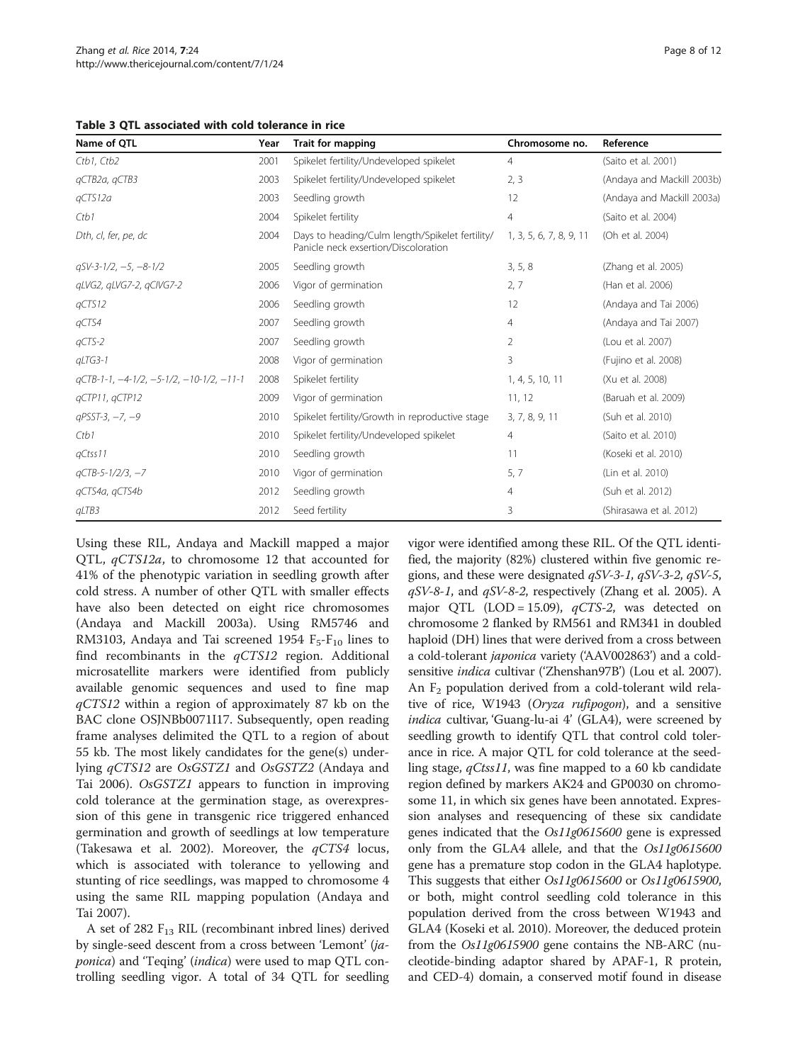**Table 3 QTL associated with cold tolerance in rice**

| Name of QTL | Year | Trait for mapping | Chromosome no. | Reference |
|---|---|---|---|---|
| *Ctb1, Ctb2* | 2001 | Spikelet fertility/Undeveloped spikelet | 4 | (Saito et al. 2001) |
| *qCTB2a, qCTB3* | 2003 | Spikelet fertility/Undeveloped spikelet | 2, 3 | (Andaya and Mackill 2003b) |
| *qCTS12a* | 2003 | Seedling growth | 12 | (Andaya and Mackill 2003a) |
| *Ctb1* | 2004 | Spikelet fertility | 4 | (Saito et al. 2004) |
| *Dth, cl, fer, pe, dc* | 2004 | Days to heading/Culm length/Spikelet fertility/ Panicle neck exertion/Discoloration | 1, 3, 5, 6, 7, 8, 9, 11 | (Oh et al. 2004) |
| *qSV-3-1/2, −5, −8-1/2* | 2005 | Seedling growth | 3, 5, 8 | (Zhang et al. 2005) |
| *qLVG2, qLVG7-2, qClVG7-2* | 2006 | Vigor of germination | 2, 7 | (Han et al. 2006) |
| *qCTS12* | 2006 | Seedling growth | 12 | (Andaya and Tai 2006) |
| *qCTS4* | 2007 | Seedling growth | 4 | (Andaya and Tai 2007) |
| *qCTS-2* | 2007 | Seedling growth | 2 | (Lou et al. 2007) |
| *qLTG3-1* | 2008 | Vigor of germination | 3 | (Fujino et al. 2008) |
| *qCTB-1-1, −4-1/2, −5-1/2, −10-1/2, −11-1* | 2008 | Spikelet fertility | 1, 4, 5, 10, 11 | (Xu et al. 2008) |
| *qCTP11, qCTP12* | 2009 | Vigor of germination | 11, 12 | (Baruah et al. 2009) |
| *qPSST-3, −7, −9* | 2010 | Spikelet fertility/Growth in reproductive stage | 3, 7, 8, 9, 11 | (Suh et al. 2010) |
| *Ctb1* | 2010 | Spikelet fertility/Undeveloped spikelet | 4 | (Saito et al. 2010) |
| *qCtss11* | 2010 | Seedling growth | 11 | (Koseki et al. 2010) |
| *qCTB-5-1/2/3, −7* | 2010 | Vigor of germination | 5, 7 | (Lin et al. 2010) |
| *qCTS4a, qCTS4b* | 2012 | Seedling growth | 4 | (Suh et al. 2012) |
| *qLTB3* | 2012 | Seed fertility | 3 | (Shirasawa et al. 2012) |

Using these RIL, Andaya and Mackill mapped a major QTL, *qCTS12a*, to chromosome 12 that accounted for 41% of the phenotypic variation in seedling growth after cold stress. A number of other QTL with smaller effects have also been detected on eight rice chromosomes (Andaya and Mackill 2003a). Using RM5746 and RM3103, Andaya and Tai screened 1954 $F_5$-$F_{10}$ lines to find recombinants in the *qCTS12* region. Additional microsatellite markers were identified from publicly available genomic sequences and used to fine map *qCTS12* within a region of approximately 87 kb on the BAC clone OSJNBb0071I17. Subsequently, open reading frame analyses delimited the QTL to a region of about 55 kb. The most likely candidates for the gene(s) underlying *qCTS12* are *OsGSTZ1* and *OsGSTZ2* (Andaya and Tai 2006). *OsGSTZ1* appears to function in improving cold tolerance at the germination stage, as overexpression of this gene in transgenic rice triggered enhanced germination and growth of seedlings at low temperature (Takesawa et al. 2002). Moreover, the *qCTS4* locus, which is associated with tolerance to yellowing and stunting of rice seedlings, was mapped to chromosome 4 using the same RIL mapping population (Andaya and Tai 2007).

A set of 282 $F_{13}$ RIL (recombinant inbred lines) derived by single-seed descent from a cross between 'Lemont' (*japonica*) and 'Teqing' (*indica*) were used to map QTL controlling seedling vigor. A total of 34 QTL for seedling vigor were identified among these RIL. Of the QTL identified, the majority (82%) clustered within five genomic regions, and these were designated *qSV-3-1*, *qSV-3-2*, *qSV-5*, *qSV-8-1*, and *qSV-8-2*, respectively (Zhang et al. 2005). A major QTL (LOD = 15.09), *qCTS-2*, was detected on chromosome 2 flanked by RM561 and RM341 in doubled haploid (DH) lines that were derived from a cross between a cold-tolerant *japonica* variety ('AAV002863') and a cold-sensitive *indica* cultivar ('Zhenshan97B') (Lou et al. 2007). An $F_2$ population derived from a cold-tolerant wild relative of rice, W1943 (*Oryza rufipogon*), and a sensitive *indica* cultivar, 'Guang-lu-ai 4' (GLA4), were screened by seedling growth to identify QTL that control cold tolerance in rice. A major QTL for cold tolerance at the seedling stage, *qCtss11*, was fine mapped to a 60 kb candidate region defined by markers AK24 and GP0030 on chromosome 11, in which six genes have been annotated. Expression analyses and resequencing of these six candidate genes indicated that the *Os11g0615600* gene is expressed only from the GLA4 allele, and that the *Os11g0615600* gene has a premature stop codon in the GLA4 haplotype. This suggests that either *Os11g0615600* or *Os11g0615900*, or both, might control seedling cold tolerance in this population derived from the cross between W1943 and GLA4 (Koseki et al. 2010). Moreover, the deduced protein from the *Os11g0615900* gene contains the NB-ARC (nucleotide-binding adaptor shared by APAF-1, R protein, and CED-4) domain, a conserved motif found in disease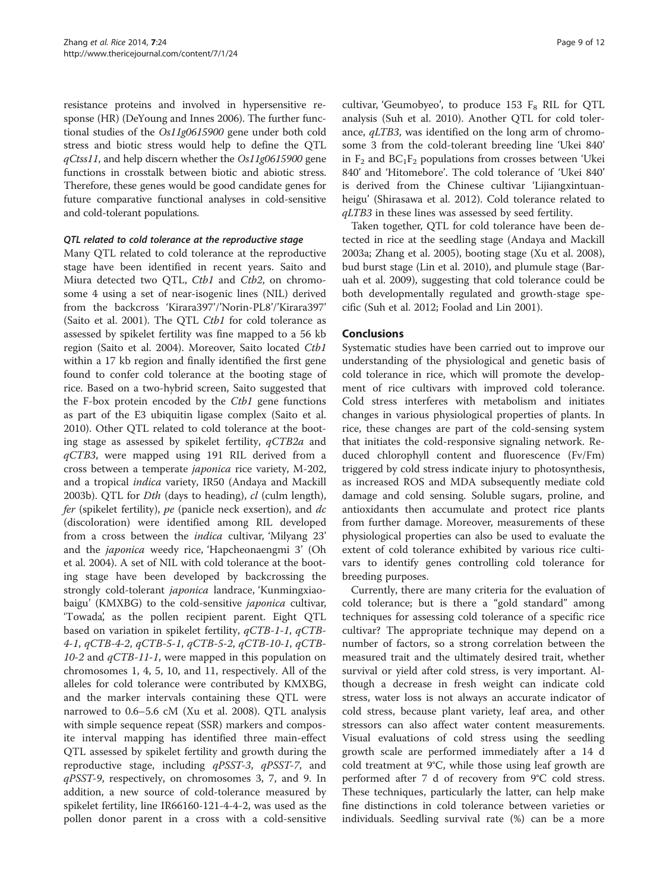resistance proteins and involved in hypersensitive response (HR) (DeYoung and Innes 2006). The further functional studies of the *Os11g0615900* gene under both cold stress and biotic stress would help to define the QTL *qCtss11*, and help discern whether the *Os11g0615900* gene functions in crosstalk between biotic and abiotic stress. Therefore, these genes would be good candidate genes for future comparative functional analyses in cold-sensitive and cold-tolerant populations.

#### QTL related to cold tolerance at the reproductive stage

Many QTL related to cold tolerance at the reproductive stage have been identified in recent years. Saito and Miura detected two QTL, *Ctb1* and *Ctb2*, on chromosome 4 using a set of near-isogenic lines (NIL) derived from the backcross 'Kirara397'/'Norin-PL8'/'Kirara397' (Saito et al. 2001). The QTL *Ctb1* for cold tolerance as assessed by spikelet fertility was fine mapped to a 56 kb region (Saito et al. 2004). Moreover, Saito located *Ctb1* within a 17 kb region and finally identified the first gene found to confer cold tolerance at the booting stage of rice. Based on a two-hybrid screen, Saito suggested that the F-box protein encoded by the *Ctb1* gene functions as part of the E3 ubiquitin ligase complex (Saito et al. 2010). Other QTL related to cold tolerance at the booting stage as assessed by spikelet fertility, *qCTB2a* and *qCTB3*, were mapped using 191 RIL derived from a cross between a temperate *japonica* rice variety, M-202, and a tropical *indica* variety, IR50 (Andaya and Mackill 2003b). QTL for *Dth* (days to heading), *cl* (culm length), *fer* (spikelet fertility), *pe* (panicle neck exsertion), and *dc* (discoloration) were identified among RIL developed from a cross between the *indica* cultivar, 'Milyang 23' and the *japonica* weedy rice, 'Hapcheonaengmi 3' (Oh et al. 2004). A set of NIL with cold tolerance at the booting stage have been developed by backcrossing the strongly cold-tolerant *japonica* landrace, 'Kunmingxiaobaigu' (KMXBG) to the cold-sensitive *japonica* cultivar, 'Towada', as the pollen recipient parent. Eight QTL based on variation in spikelet fertility, *qCTB-1-1*, *qCTB-4-1*, *qCTB-4-2*, *qCTB-5-1*, *qCTB-5-2*, *qCTB-10-1*, *qCTB-10-2* and *qCTB-11-1*, were mapped in this population on chromosomes 1, 4, 5, 10, and 11, respectively. All of the alleles for cold tolerance were contributed by KMXBG, and the marker intervals containing these QTL were narrowed to 0.6–5.6 cM (Xu et al. 2008). QTL analysis with simple sequence repeat (SSR) markers and composite interval mapping has identified three main-effect QTL assessed by spikelet fertility and growth during the reproductive stage, including *qPSST-3*, *qPSST-7*, and *qPSST-9*, respectively, on chromosomes 3, 7, and 9. In addition, a new source of cold-tolerance measured by spikelet fertility, line IR66160-121-4-4-2, was used as the pollen donor parent in a cross with a cold-sensitive cultivar, 'Geumobyeo', to produce 153 $F_8$ RIL for QTL analysis (Suh et al. 2010). Another QTL for cold tolerance, *qLTB3*, was identified on the long arm of chromosome 3 from the cold-tolerant breeding line 'Ukei 840' in $F_2$ and $BC_1F_2$ populations from crosses between 'Ukei 840' and 'Hitomebore'. The cold tolerance of 'Ukei 840' is derived from the Chinese cultivar 'Lijiangxintuanheigu' (Shirasawa et al. 2012). Cold tolerance related to *qLTB3* in these lines was assessed by seed fertility.

Taken together, QTL for cold tolerance have been detected in rice at the seedling stage (Andaya and Mackill 2003a; Zhang et al. 2005), booting stage (Xu et al. 2008), bud burst stage (Lin et al. 2010), and plumule stage (Baruah et al. 2009), suggesting that cold tolerance could be both developmentally regulated and growth-stage specific (Suh et al. 2012; Foolad and Lin 2001).

## Conclusions

Systematic studies have been carried out to improve our understanding of the physiological and genetic basis of cold tolerance in rice, which will promote the development of rice cultivars with improved cold tolerance. Cold stress interferes with metabolism and initiates changes in various physiological properties of plants. In rice, these changes are part of the cold-sensing system that initiates the cold-responsive signaling network. Reduced chlorophyll content and fluorescence (Fv/Fm) triggered by cold stress indicate injury to photosynthesis, as increased ROS and MDA subsequently mediate cold damage and cold sensing. Soluble sugars, proline, and antioxidants then accumulate and protect rice plants from further damage. Moreover, measurements of these physiological properties can also be used to evaluate the extent of cold tolerance exhibited by various rice cultivars to identify genes controlling cold tolerance for breeding purposes.

Currently, there are many criteria for the evaluation of cold tolerance; but is there a "gold standard" among techniques for assessing cold tolerance of a specific rice cultivar? The appropriate technique may depend on a number of factors, so a strong correlation between the measured trait and the ultimately desired trait, whether survival or yield after cold stress, is very important. Although a decrease in fresh weight can indicate cold stress, water loss is not always an accurate indicator of cold stress, because plant variety, leaf area, and other stressors can also affect water content measurements. Visual evaluations of cold stress using the seedling growth scale are performed immediately after a 14 d cold treatment at 9°C, while those using leaf growth are performed after 7 d of recovery from 9°C cold stress. These techniques, particularly the latter, can help make fine distinctions in cold tolerance between varieties or individuals. Seedling survival rate (%) can be a more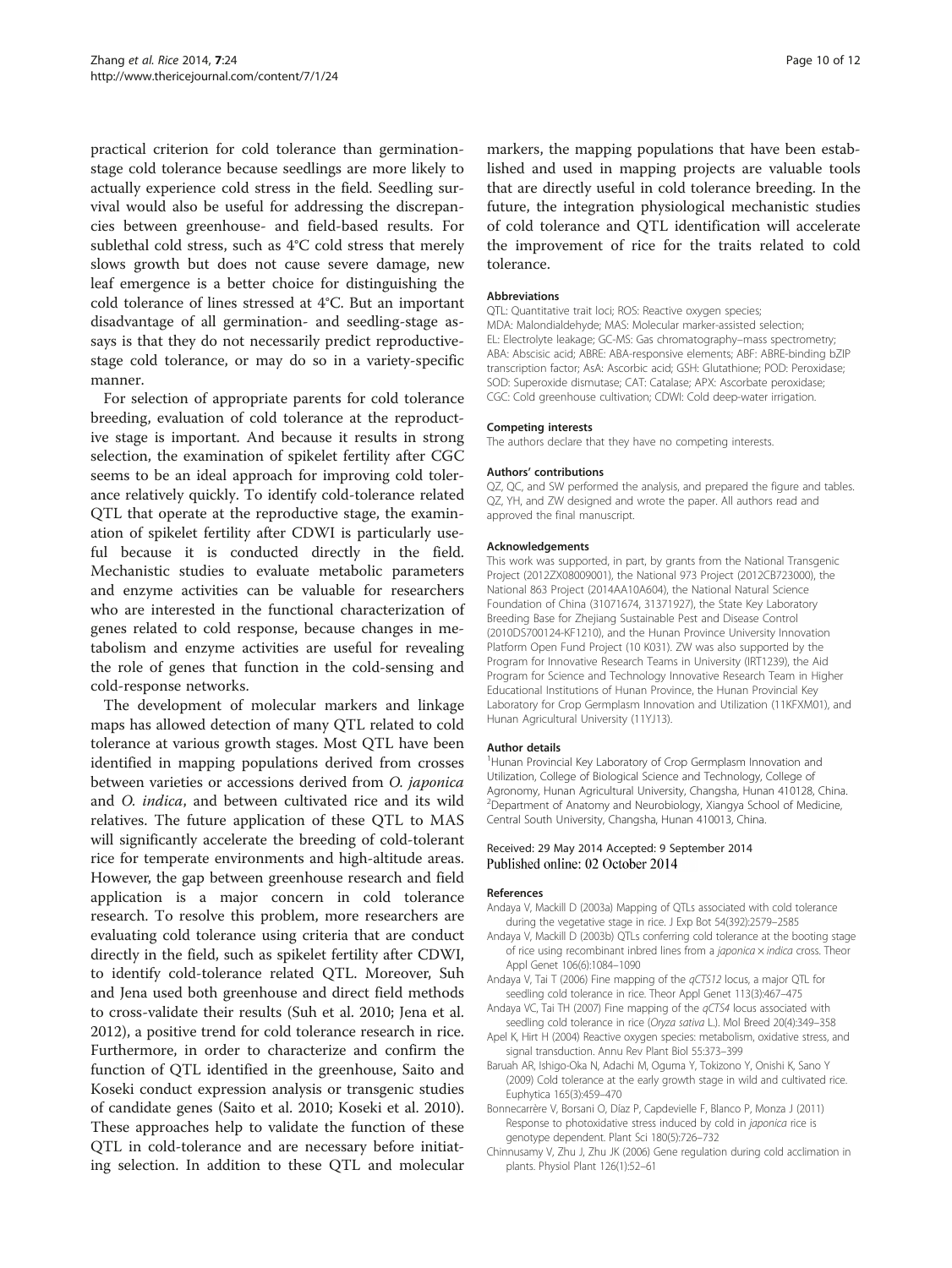practical criterion for cold tolerance than germination-stage cold tolerance because seedlings are more likely to actually experience cold stress in the field. Seedling survival would also be useful for addressing the discrepancies between greenhouse- and field-based results. For sublethal cold stress, such as 4°C cold stress that merely slows growth but does not cause severe damage, new leaf emergence is a better choice for distinguishing the cold tolerance of lines stressed at 4°C. But an important disadvantage of all germination- and seedling-stage assays is that they do not necessarily predict reproductive-stage cold tolerance, or may do so in a variety-specific manner.

For selection of appropriate parents for cold tolerance breeding, evaluation of cold tolerance at the reproductive stage is important. And because it results in strong selection, the examination of spikelet fertility after CGC seems to be an ideal approach for improving cold tolerance relatively quickly. To identify cold-tolerance related QTL that operate at the reproductive stage, the examination of spikelet fertility after CDWI is particularly useful because it is conducted directly in the field. Mechanistic studies to evaluate metabolic parameters and enzyme activities can be valuable for researchers who are interested in the functional characterization of genes related to cold response, because changes in metabolism and enzyme activities are useful for revealing the role of genes that function in the cold-sensing and cold-response networks.

The development of molecular markers and linkage maps has allowed detection of many QTL related to cold tolerance at various growth stages. Most QTL have been identified in mapping populations derived from crosses between varieties or accessions derived from *O. japonica* and *O. indica*, and between cultivated rice and its wild relatives. The future application of these QTL to MAS will significantly accelerate the breeding of cold-tolerant rice for temperate environments and high-altitude areas. However, the gap between greenhouse research and field application is a major concern in cold tolerance research. To resolve this problem, more researchers are evaluating cold tolerance using criteria that are conduct directly in the field, such as spikelet fertility after CDWI, to identify cold-tolerance related QTL. Moreover, Suh and Jena used both greenhouse and direct field methods to cross-validate their results (Suh et al. 2010; Jena et al. 2012), a positive trend for cold tolerance research in rice. Furthermore, in order to characterize and confirm the function of QTL identified in the greenhouse, Saito and Koseki conduct expression analysis or transgenic studies of candidate genes (Saito et al. 2010; Koseki et al. 2010). These approaches help to validate the function of these QTL in cold-tolerance and are necessary before initiating selection. In addition to these QTL and molecular markers, the mapping populations that have been established and used in mapping projects are valuable tools that are directly useful in cold tolerance breeding. In the future, the integration physiological mechanistic studies of cold tolerance and QTL identification will accelerate the improvement of rice for the traits related to cold tolerance.

#### Abbreviations
QTL: Quantitative trait loci; ROS: Reactive oxygen species; MDA: Malondialdehyde; MAS: Molecular marker-assisted selection; EL: Electrolyte leakage; GC-MS: Gas chromatography–mass spectrometry; ABA: Abscisic acid; ABRE: ABA-responsive elements; ABF: ABRE-binding bZIP transcription factor; AsA: Ascorbic acid; GSH: Glutathione; POD: Peroxidase; SOD: Superoxide dismutase; CAT: Catalase; APX: Ascorbate peroxidase; CGC: Cold greenhouse cultivation; CDWI: Cold deep-water irrigation.

#### Competing interests
The authors declare that they have no competing interests.

#### Authors' contributions
QZ, QC, and SW performed the analysis, and prepared the figure and tables. QZ, YH, and ZW designed and wrote the paper. All authors read and approved the final manuscript.

#### Acknowledgements
This work was supported, in part, by grants from the National Transgenic Project (2012ZX08009001), the National 973 Project (2012CB723000), the National 863 Project (2014AA10A604), the National Natural Science Foundation of China (31071674, 31371927), the State Key Laboratory Breeding Base for Zhejiang Sustainable Pest and Disease Control (2010DS700124-KF1210), and the Hunan Province University Innovation Platform Open Fund Project (10 K031). ZW was also supported by the Program for Innovative Research Teams in University (IRT1239), the Aid Program for Science and Technology Innovative Research Team in Higher Educational Institutions of Hunan Province, the Hunan Provincial Key Laboratory for Crop Germplasm Innovation and Utilization (11KFXM01), and Hunan Agricultural University (11YJ13).

#### Author details
[1]Hunan Provincial Key Laboratory of Crop Germplasm Innovation and Utilization, College of Biological Science and Technology, College of Agronomy, Hunan Agricultural University, Changsha, Hunan 410128, China. [2]Department of Anatomy and Neurobiology, Xiangya School of Medicine, Central South University, Changsha, Hunan 410013, China.

Received: 29 May 2014 Accepted: 9 September 2014
Published online: 02 October 2014

#### References
Andaya V, Mackill D (2003a) Mapping of QTLs associated with cold tolerance during the vegetative stage in rice. J Exp Bot 54(392):2579–2585

Andaya V, Mackill D (2003b) QTLs conferring cold tolerance at the booting stage of rice using recombinant inbred lines from a *japonica* × *indica* cross. Theor Appl Genet 106(6):1084–1090

Andaya V, Tai T (2006) Fine mapping of the *qCTS12* locus, a major QTL for seedling cold tolerance in rice. Theor Appl Genet 113(3):467–475

Andaya VC, Tai TH (2007) Fine mapping of the *qCTS4* locus associated with seedling cold tolerance in rice (*Oryza sativa* L.). Mol Breed 20(4):349–358

Apel K, Hirt H (2004) Reactive oxygen species: metabolism, oxidative stress, and signal transduction. Annu Rev Plant Biol 55:373–399

Baruah AR, Ishigo-Oka N, Adachi M, Oguma Y, Tokizono Y, Onishi K, Sano Y (2009) Cold tolerance at the early growth stage in wild and cultivated rice. Euphytica 165(3):459–470

Bonnecarrère V, Borsani O, Díaz P, Capdevielle F, Blanco P, Monza J (2011) Response to photoxidative stress induced by cold in *japonica* rice is genotype dependent. Plant Sci 180(5):726–732

Chinnusamy V, Zhu J, Zhu JK (2006) Gene regulation during cold acclimation in plants. Physiol Plant 126(1):52–61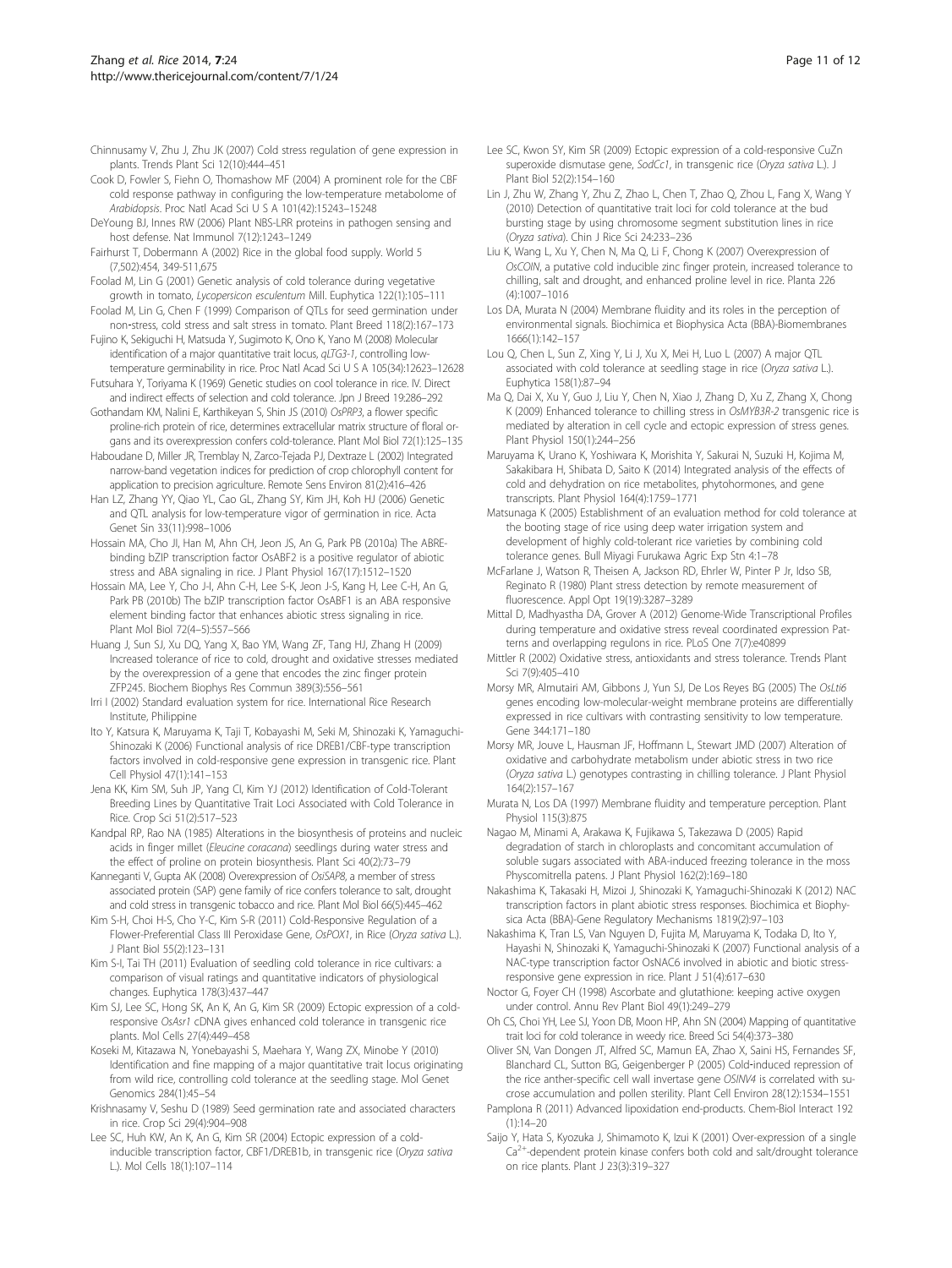Chinnusamy V, Zhu J, Zhu JK (2007) Cold stress regulation of gene expression in plants. Trends Plant Sci 12(10):444–451

Cook D, Fowler S, Fiehn O, Thomashow MF (2004) A prominent role for the CBF cold response pathway in configuring the low-temperature metabolome of *Arabidopsis*. Proc Natl Acad Sci U S A 101(42):15243–15248

DeYoung BJ, Innes RW (2006) Plant NBS-LRR proteins in pathogen sensing and host defense. Nat Immunol 7(12):1243–1249

Fairhurst T, Dobermann A (2002) Rice in the global food supply. World 5 (7,502):454, 349-511,675

Foolad M, Lin G (2001) Genetic analysis of cold tolerance during vegetative growth in tomato, *Lycopersicon esculentum* Mill. Euphytica 122(1):105–111

Foolad M, Lin G, Chen F (1999) Comparison of QTLs for seed germination under non-stress, cold stress and salt stress in tomato. Plant Breed 118(2):167–173

Fujino K, Sekiguchi H, Matsuda Y, Sugimoto K, Ono K, Yano M (2008) Molecular identification of a major quantitative trait locus, *qLTG3-1*, controlling low-temperature germinability in rice. Proc Natl Acad Sci U S A 105(34):12623–12628

Futsuhara Y, Toriyama K (1969) Genetic studies on cool tolerance in rice. IV. Direct and indirect effects of selection and cold tolerance. Jpn J Breed 19:286–292

Gothandam KM, Nalini E, Karthikeyan S, Shin JS (2010) *OsPRP3*, a flower specific proline-rich protein of rice, determines extracellular matrix structure of floral organs and its overexpression confers cold-tolerance. Plant Mol Biol 72(1):125–135

Haboudane D, Miller JR, Tremblay N, Zarco-Tejada PJ, Dextraze L (2002) Integrated narrow-band vegetation indices for prediction of crop chlorophyll content for application to precision agriculture. Remote Sens Environ 81(2):416–426

Han LZ, Zhang YY, Qiao YL, Cao GL, Zhang SY, Kim JH, Koh HJ (2006) Genetic and QTL analysis for low-temperature vigor of germination in rice. Acta Genet Sin 33(11):998–1006

Hossain MA, Cho JI, Han M, Ahn CH, Jeon JS, An G, Park PB (2010a) The ABRE-binding bZIP transcription factor OsABF2 is a positive regulator of abiotic stress and ABA signaling in rice. J Plant Physiol 167(17):1512–1520

Hossain MA, Lee Y, Cho J-I, Ahn C-H, Lee S-K, Jeon J-S, Kang H, Lee C-H, An G, Park PB (2010b) The bZIP transcription factor OsABF1 is an ABA responsive element binding factor that enhances abiotic stress signaling in rice. Plant Mol Biol 72(4–5):557–566

Huang J, Sun SJ, Xu DQ, Yang X, Bao YM, Wang ZF, Tang HJ, Zhang H (2009) Increased tolerance of rice to cold, drought and oxidative stresses mediated by the overexpression of a gene that encodes the zinc finger protein ZFP245. Biochem Biophys Res Commun 389(3):556–561

Irri I (2002) Standard evaluation system for rice. International Rice Research Institute, Philippine

Ito Y, Katsura K, Maruyama K, Taji T, Kobayashi M, Seki M, Shinozaki K, Yamaguchi-Shinozaki K (2006) Functional analysis of rice DREB1/CBF-type transcription factors involved in cold-responsive gene expression in transgenic rice. Plant Cell Physiol 47(1):141–153

Jena KK, Kim SM, Suh JP, Yang CI, Kim YJ (2012) Identification of Cold-Tolerant Breeding Lines by Quantitative Trait Loci Associated with Cold Tolerance in Rice. Crop Sci 51(2):517–523

Kandpal RP, Rao NA (1985) Alterations in the biosynthesis of proteins and nucleic acids in finger millet (*Eleucine coracana*) seedlings during water stress and the effect of proline on protein biosynthesis. Plant Sci 40(2):73–79

Kanneganti V, Gupta AK (2008) Overexpression of *OsiSAP8*, a member of stress associated protein (SAP) gene family of rice confers tolerance to salt, drought and cold stress in transgenic tobacco and rice. Plant Mol Biol 66(5):445–462

Kim S-H, Choi H-S, Cho Y-C, Kim S-R (2011) Cold-Responsive Regulation of a Flower-Preferential Class III Peroxidase Gene, *OsPOX1*, in Rice (*Oryza sativa* L.). J Plant Biol 55(2):123–131

Kim S-I, Tai TH (2011) Evaluation of seedling cold tolerance in rice cultivars: a comparison of visual ratings and quantitative indicators of physiological changes. Euphytica 178(3):437–447

Kim SJ, Lee SC, Hong SK, An K, An G, Kim SR (2009) Ectopic expression of a cold-responsive *OsAsr1* cDNA gives enhanced cold tolerance in transgenic rice plants. Mol Cells 27(4):449–458

Koseki M, Kitazawa N, Yonebayashi S, Maehara Y, Wang ZX, Minobe Y (2010) Identification and fine mapping of a major quantitative trait locus originating from wild rice, controlling cold tolerance at the seedling stage. Mol Genet Genomics 284(1):45–54

Krishnasamy V, Seshu D (1989) Seed germination rate and associated characters in rice. Crop Sci 29(4):904–908

Lee SC, Huh KW, An K, An G, Kim SR (2004) Ectopic expression of a cold-inducible transcription factor, CBF1/DREB1b, in transgenic rice (*Oryza sativa* L.). Mol Cells 18(1):107–114

Lee SC, Kwon SY, Kim SR (2009) Ectopic expression of a cold-responsive CuZn superoxide dismutase gene, *SodCc1*, in transgenic rice (*Oryza sativa* L.). J Plant Biol 52(2):154–160

Lin J, Zhu W, Zhang Y, Zhu Z, Zhao L, Chen T, Zhao Q, Zhou L, Fang X, Wang Y (2010) Detection of quantitative trait loci for cold tolerance at the bud bursting stage by using chromosome segment substitution lines in rice (*Oryza sativa*). Chin J Rice Sci 24:233–236

Liu K, Wang L, Xu Y, Chen N, Ma Q, Li F, Chong K (2007) Overexpression of *OsCOIN*, a putative cold inducible zinc finger protein, increased tolerance to chilling, salt and drought, and enhanced proline level in rice. Planta 226 (4):1007–1016

Los DA, Murata N (2004) Membrane fluidity and its roles in the perception of environmental signals. Biochimica et Biophysica Acta (BBA)-Biomembranes 1666(1):142–157

Lou Q, Chen L, Sun Z, Xing Y, Li J, Xu X, Mei H, Luo L (2007) A major QTL associated with cold tolerance at seedling stage in rice (*Oryza sativa* L.). Euphytica 158(1):87–94

Ma Q, Dai X, Xu Y, Guo J, Liu Y, Chen N, Xiao J, Zhang D, Xu Z, Zhang X, Chong K (2009) Enhanced tolerance to chilling stress in *OsMYB3R-2* transgenic rice is mediated by alteration in cell cycle and ectopic expression of stress genes. Plant Physiol 150(1):244–256

Maruyama K, Urano K, Yoshiwara K, Morishita Y, Sakurai N, Suzuki H, Kojima M, Sakakibara H, Shibata D, Saito K (2014) Integrated analysis of the effects of cold and dehydration on rice metabolites, phytohormones, and gene transcripts. Plant Physiol 164(4):1759–1771

Matsunaga K (2005) Establishment of an evaluation method for cold tolerance at the booting stage of rice using deep water irrigation system and development of highly cold-tolerant rice varieties by combining cold tolerance genes. Bull Miyagi Furukawa Agric Exp Stn 4:1–78

McFarlane J, Watson R, Theisen A, Jackson RD, Ehrler W, Pinter P Jr, Idso SB, Reginato R (1980) Plant stress detection by remote measurement of fluorescence. Appl Opt 19(19):3287–3289

Mittal D, Madhyastha DA, Grover A (2012) Genome-Wide Transcriptional Profiles during temperature and oxidative stress reveal coordinated expression Patterns and overlapping regulons in rice. PLoS One 7(7):e40899

Mittler R (2002) Oxidative stress, antioxidants and stress tolerance. Trends Plant Sci 7(9):405–410

Morsy MR, Almutairi AM, Gibbons J, Yun SJ, De Los Reyes BG (2005) The *OsLti6* genes encoding low-molecular-weight membrane proteins are differentially expressed in rice cultivars with contrasting sensitivity to low temperature. Gene 344:171–180

Morsy MR, Jouve L, Hausman JF, Hoffmann L, Stewart JMD (2007) Alteration of oxidative and carbohydrate metabolism under abiotic stress in two rice (*Oryza sativa* L.) genotypes contrasting in chilling tolerance. J Plant Physiol 164(2):157–167

Murata N, Los DA (1997) Membrane fluidity and temperature perception. Plant Physiol 115(3):875

Nagao M, Minami A, Arakawa K, Fujikawa S, Takezawa D (2005) Rapid degradation of starch in chloroplasts and concomitant accumulation of soluble sugars associated with ABA-induced freezing tolerance in the moss Physcomitrella patens. J Plant Physiol 162(2):169–180

Nakashima K, Takasaki H, Mizoi J, Shinozaki K, Yamaguchi-Shinozaki K (2012) NAC transcription factors in plant abiotic stress responses. Biochimica et Biophysica Acta (BBA)-Gene Regulatory Mechanisms 1819(2):97–103

Nakashima K, Tran LS, Van Nguyen D, Fujita M, Maruyama K, Todaka D, Ito Y, Hayashi N, Shinozaki K, Yamaguchi-Shinozaki K (2007) Functional analysis of a NAC-type transcription factor OsNAC6 involved in abiotic and biotic stress-responsive gene expression in rice. Plant J 51(4):617–630

Noctor G, Foyer CH (1998) Ascorbate and glutathione: keeping active oxygen under control. Annu Rev Plant Biol 49(1):249–279

Oh CS, Choi YH, Lee SJ, Yoon DB, Moon HP, Ahn SN (2004) Mapping of quantitative trait loci for cold tolerance in weedy rice. Breed Sci 54(4):373–380

Oliver SN, Van Dongen JT, Alfred SC, Mamun EA, Zhao X, Saini HS, Fernandes SF, Blanchard CL, Sutton BG, Geigenberger P (2005) Cold-induced repression of the rice anther-specific cell wall invertase gene *OSINV4* is correlated with sucrose accumulation and pollen sterility. Plant Cell Environ 28(12):1534–1551

Pamplona R (2011) Advanced lipoxidation end-products. Chem-Biol Interact 192 (1):14–20

Saijo Y, Hata S, Kyozuka J, Shimamoto K, Izui K (2001) Over-expression of a single $Ca^{2+}$-dependent protein kinase confers both cold and salt/drought tolerance on rice plants. Plant J 23(3):319–327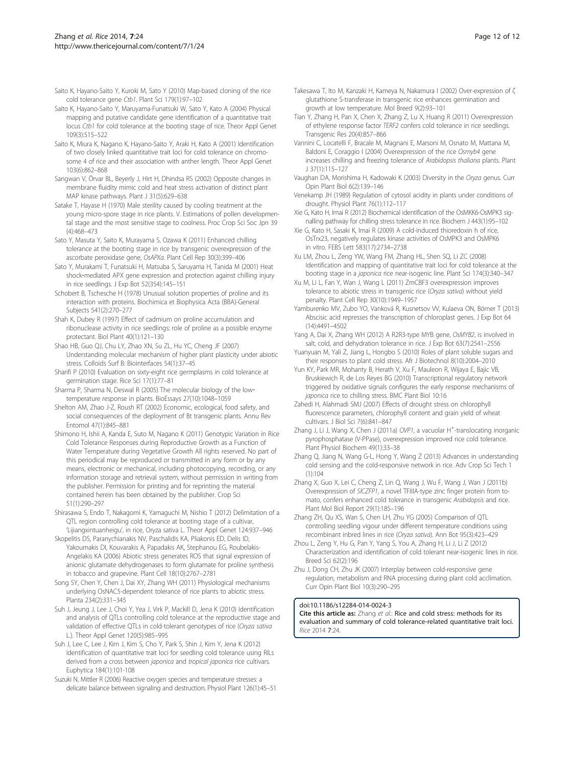Saito K, Hayano-Saito Y, Kuroki M, Sato Y (2010) Map-based cloning of the rice cold tolerance gene *Ctb1*. Plant Sci 179(1):97–102

Saito K, Hayano-Saito Y, Maruyama-Funatsuki W, Sato Y, Kato A (2004) Physical mapping and putative candidate gene identification of a quantitative trait locus *Ctb1* for cold tolerance at the booting stage of rice. Theor Appl Genet 109(3):515–522

Saito K, Miura K, Nagano K, Hayano-Saito Y, Araki H, Kato A (2001) Identification of two closely linked quantitative trait loci for cold tolerance on chromosome 4 of rice and their association with anther length. Theor Appl Genet 103(6):862–868

Sangwan V, Örvar BL, Beyerly J, Hirt H, Dhindsa RS (2002) Opposite changes in membrane fluidity mimic cold and heat stress activation of distinct plant MAP kinase pathways. Plant J 31(5):629–638

Satake T, Hayase H (1970) Male sterility caused by cooling treatment at the young micro-spore stage in rice plants. V. Estimations of pollen developmental stage and the most sensitive stage to coolness. Proc Crop Sci Soc Jpn 39 (4):468–473

Sato Y, Masuta Y, Saito K, Murayama S, Ozawa K (2011) Enhanced chilling tolerance at the booting stage in rice by transgenic overexpression of the ascorbate peroxidase gene, *OsAPXa*. Plant Cell Rep 30(3):399–406

Sato Y, Murakami T, Funatsuki H, Matsuba S, Saruyama H, Tanida M (2001) Heat shock-mediated APX gene expression and protection against chilling injury in rice seedlings. J Exp Bot 52(354):145–151

Schobert B, Tschesche H (1978) Unusual solution properties of proline and its interaction with proteins. Biochimica et Biophysica Acta (BBA)-General Subjects 541(2):270–277

Shah K, Dubey R (1997) Effect of cadmium on proline accumulation and ribonuclease activity in rice seedlings: role of proline as a possible enzyme protectant. Biol Plant 40(1):121–130

Shao HB, Guo QJ, Chu LY, Zhao XN, Su ZL, Hu YC, Cheng JF (2007) Understanding molecular mechanism of higher plant plasticity under abiotic stress. Colloids Surf B: Biointerfaces 54(1):37–45

Sharifi P (2010) Evaluation on sixty-eight rice germplasms in cold tolerance at germination stage. Rice Sci 17(1):77–81

Sharma P, Sharma N, Deswal R (2005) The molecular biology of the low-temperature response in plants. BioEssays 27(10):1048–1059

Shelton AM, Zhao J-Z, Roush RT (2002) Economic, ecological, food safety, and social consequences of the deployment of Bt transgenic plants. Annu Rev Entomol 47(1):845–881

Shimono H, Ishii A, Kanda E, Suto M, Nagano K (2011) Genotypic Variation in Rice Cold Tolerance Responses during Reproductive Growth as a Function of Water Temperature during Vegetative Growth All rights reserved. No part of this periodical may be reproduced or transmitted in any form or by any means, electronic or mechanical, including photocopying, recording, or any information storage and retrieval system, without permission in writing from the publisher. Permission for printing and for reprinting the material contained herein has been obtained by the publisher. Crop Sci 51(1):290–297

Shirasawa S, Endo T, Nakagomi K, Yamaguchi M, Nishio T (2012) Delimitation of a QTL region controlling cold tolerance at booting stage of a cultivar, 'Lijiangxintuanheigu', in rice, Oryza sativa L. Theor Appl Genet 124:937–946

Skopelitis DS, Paranychianakis NV, Paschalidis KA, Pliakonis ED, Delis ID, Yakoumakis DI, Kouvarakis A, Papadakis AK, Stephanou EG, Roubelakis-Angelakis KA (2006) Abiotic stress generates ROS that signal expression of anionic glutamate dehydrogenases to form glutamate for proline synthesis in tobacco and grapevine. Plant Cell 18(10):2767–2781

Song SY, Chen Y, Chen J, Dai XY, Zhang WH (2011) Physiological mechanisms underlying OsNAC5-dependent tolerance of rice plants to abiotic stress. Planta 234(2):331–345

Suh J, Jeung J, Lee J, Choi Y, Yea J, Virk P, Mackill D, Jena K (2010) Identification and analysis of QTLs controlling cold tolerance at the reproductive stage and validation of effective QTLs in cold-tolerant genotypes of rice (*Oryza sativa* L.). Theor Appl Genet 120(5):985–995

Suh J, Lee C, Lee J, Kim J, Kim S, Cho Y, Park S, Shin J, Kim Y, Jena K (2012) Identification of quantitative trait loci for seedling cold tolerance using RILs derived from a cross between *japonica* and *tropical japonica* rice cultivars. Euphytica 184(1):101-108

Suzuki N, Mittler R (2006) Reactive oxygen species and temperature stresses: a delicate balance between signaling and destruction. Physiol Plant 126(1):45–51

Takesawa T, Ito M, Kanzaki H, Kameya N, Nakamura I (2002) Over-expression of ζ glutathione S-transferase in transgenic rice enhances germination and growth at low temperature. Mol Breed 9(2):93–101

Tian Y, Zhang H, Pan X, Chen X, Zhang Z, Lu X, Huang R (2011) Overexpression of ethylene response factor *TERF2* confers cold tolerance in rice seedlings. Transgenic Res 20(4):857–866

Vannini C, Locatelli F, Bracale M, Magnani E, Marsoni M, Osnato M, Mattana M, Baldoni E, Coraggio I (2004) Overexpression of the rice *Osmyb4* gene increases chilling and freezing tolerance of *Arabidopsis thaliana* plants. Plant J 37(1):115–127

Vaughan DA, Morishima H, Kadowaki K (2003) Diversity in the *Oryza* genus. Curr Opin Plant Biol 6(2):139–146

Venekamp JH (1989) Regulation of cytosol acidity in plants under conditions of drought. Physiol Plant 76(1):112–117

Xie G, Kato H, Imai R (2012) Biochemical identification of the OsMKK6-OsMPK3 signalling pathway for chilling stress tolerance in rice. Biochem J 443(1):95–102

Xie G, Kato H, Sasaki K, Imai R (2009) A cold-induced thioredoxin h of rice, OsTrx23, negatively regulates kinase activities of OsMPK3 and OsMPK6 in vitro. FEBS Lett 583(17):2734–2738

Xu LM, Zhou L, Zeng YW, Wang FM, Zhang HL, Shen SQ, Li ZC (2008) Identification and mapping of quantitative trait loci for cold tolerance at the booting stage in a *japonica* rice near-isogenic line. Plant Sci 174(3):340–347

Xu M, Li L, Fan Y, Wan J, Wang L (2011) ZmCBF3 overexpression improves tolerance to abiotic stress in transgenic rice (*Oryza sativa*) without yield penalty. Plant Cell Rep 30(10):1949–1957

Yamburenko MV, Zubo YO, Vanková R, Kusnetsov VV, Kulaeva ON, Börner T (2013) Abscisic acid represses the transcription of chloroplast genes. J Exp Bot 64 (14):4491–4502

Yang A, Dai X, Zhang WH (2012) A R2R3-type MYB gene, *OsMYB2*, is involved in salt, cold, and dehydration tolerance in rice. J Exp Bot 63(7):2541–2556

Yuanyuan M, Yali Z, Jiang L, Hongbo S (2010) Roles of plant soluble sugars and their responses to plant cold stress. Afr J Biotechnol 8(10):2004–2010

Yun KY, Park MR, Mohanty B, Herath V, Xu F, Mauleon R, Wijaya E, Bajic VB, Bruskiewich R, de Los Reyes BG (2010) Transcriptional regulatory network triggered by oxidative signals configures the early response mechanisms of *japonica* rice to chilling stress. BMC Plant Biol 10:16

Zahedi H, Alahrnadi SMJ (2007) Effects of drought stress on chlorophyll fluorescence parameters, chlorophyll content and grain yield of wheat cultivars. J Biol Sci 7(6):841–847

Zhang J, Li J, Wang X, Chen J (2011a) *OVP1*, a vacuolar $H^+$-translocating inorganic pyrophosphatase (V-PPase), overexpression improved rice cold tolerance. Plant Physiol Biochem 49(1):33–38

Zhang Q, Jiang N, Wang G-L, Hong Y, Wang Z (2013) Advances in understanding cold sensing and the cold-responsive network in rice. Adv Crop Sci Tech 1 (1):104

Zhang X, Guo X, Lei C, Cheng Z, Lin Q, Wang J, Wu F, Wang J, Wan J (2011b) Overexpression of *SlCZFP1*, a novel TFIIIA-type zinc finger protein from tomato, confers enhanced cold tolerance in transgenic *Arabidopsis* and rice. Plant Mol Biol Report 29(1):185–196

Zhang ZH, Qu XS, Wan S, Chen LH, Zhu YG (2005) Comparison of QTL controlling seedling vigour under different temperature conditions using recombinant inbred lines in rice (*Oryza sativa*). Ann Bot 95(3):423–429

Zhou L, Zeng Y, Hu G, Pan Y, Yang S, You A, Zhang H, Li J, Li Z (2012) Characterization and identification of cold tolerant near-isogenic lines in rice. Breed Sci 62(2):196

Zhu J, Dong CH, Zhu JK (2007) Interplay between cold-responsive gene regulation, metabolism and RNA processing during plant cold acclimation. Curr Opin Plant Biol 10(3):290–295

doi:10.1186/s12284-014-0024-3

**Cite this article as:** Zhang *et al.*: Rice and cold stress: methods for its evaluation and summary of cold tolerance-related quantitative trait loci. *Rice* 2014 **7**:24.